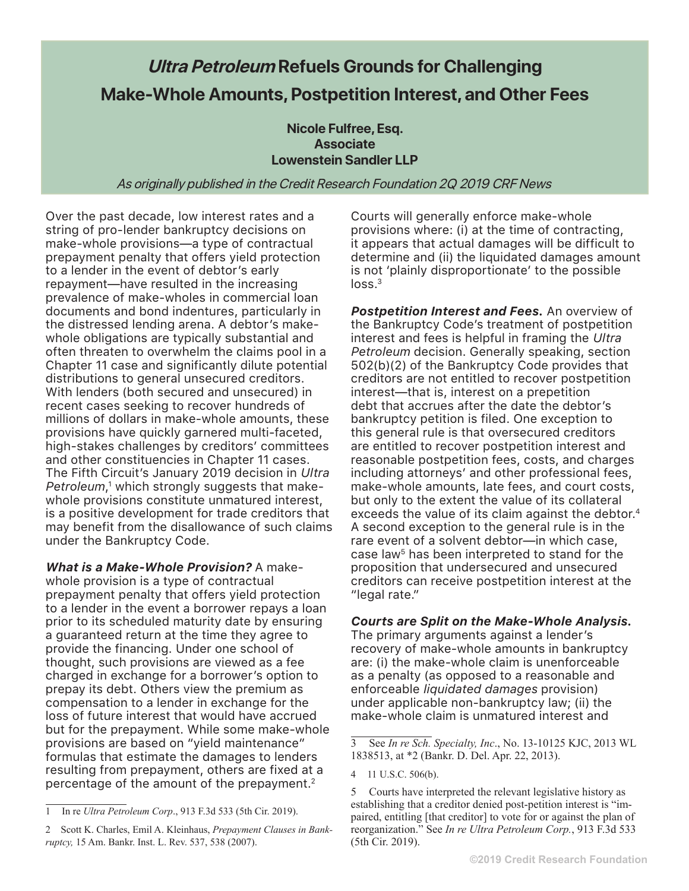# *Ultra Petroleum* Refuels Grounds for Challenging Make-Whole Amounts, Postpetition Interest, and Other Fees

**Nicole Fulfree, Esq.**
**Associate**
**Lowenstein Sandler LLP**

*As originally published in the Credit Research Foundation 2Q 2019 CRF News*

Over the past decade, low interest rates and a string of pro-lender bankruptcy decisions on make-whole provisions—a type of contractual prepayment penalty that offers yield protection to a lender in the event of debtor's early repayment—have resulted in the increasing prevalence of make-wholes in commercial loan documents and bond indentures, particularly in the distressed lending arena. A debtor's make-whole obligations are typically substantial and often threaten to overwhelm the claims pool in a Chapter 11 case and significantly dilute potential distributions to general unsecured creditors. With lenders (both secured and unsecured) in recent cases seeking to recover hundreds of millions of dollars in make-whole amounts, these provisions have quickly garnered multi-faceted, high-stakes challenges by creditors' committees and other constituencies in Chapter 11 cases. The Fifth Circuit's January 2019 decision in *Ultra Petroleum*,[1] which strongly suggests that make-whole provisions constitute unmatured interest, is a positive development for trade creditors that may benefit from the disallowance of such claims under the Bankruptcy Code.

***What is a Make-Whole Provision?*** A make-whole provision is a type of contractual prepayment penalty that offers yield protection to a lender in the event a borrower repays a loan prior to its scheduled maturity date by ensuring a guaranteed return at the time they agree to provide the financing. Under one school of thought, such provisions are viewed as a fee charged in exchange for a borrower's option to prepay its debt. Others view the premium as compensation to a lender in exchange for the loss of future interest that would have accrued but for the prepayment. While some make-whole provisions are based on "yield maintenance" formulas that estimate the damages to lenders resulting from prepayment, others are fixed at a percentage of the amount of the prepayment.[2] Courts will generally enforce make-whole provisions where: (i) at the time of contracting, it appears that actual damages will be difficult to determine and (ii) the liquidated damages amount is not 'plainly disproportionate' to the possible loss.[3]

***Postpetition Interest and Fees.*** An overview of the Bankruptcy Code's treatment of postpetition interest and fees is helpful in framing the *Ultra Petroleum* decision. Generally speaking, section 502(b)(2) of the Bankruptcy Code provides that creditors are not entitled to recover postpetition interest—that is, interest on a prepetition debt that accrues after the date the debtor's bankruptcy petition is filed. One exception to this general rule is that oversecured creditors are entitled to recover postpetition interest and reasonable postpetition fees, costs, and charges including attorneys' and other professional fees, make-whole amounts, late fees, and court costs, but only to the extent the value of its collateral exceeds the value of its claim against the debtor.[4] A second exception to the general rule is in the rare event of a solvent debtor—in which case, case law[5] has been interpreted to stand for the proposition that undersecured and unsecured creditors can receive postpetition interest at the "legal rate."

***Courts are Split on the Make-Whole Analysis.*** The primary arguments against a lender's recovery of make-whole amounts in bankruptcy are: (i) the make-whole claim is unenforceable as a penalty (as opposed to a reasonable and enforceable *liquidated damages* provision) under applicable non-bankruptcy law; (ii) the make-whole claim is unmatured interest and

---

1 In re *Ultra Petroleum Corp*., 913 F.3d 533 (5th Cir. 2019).

2 Scott K. Charles, Emil A. Kleinhaus, *Prepayment Clauses in Bankruptcy,* 15 Am. Bankr. Inst. L. Rev. 537, 538 (2007).

3 See *In re Sch. Specialty, Inc*., No. 13-10125 KJC, 2013 WL 1838513, at *2 (Bankr. D. Del. Apr. 22, 2013).

4 11 U.S.C. 506(b).

5 Courts have interpreted the relevant legislative history as establishing that a creditor denied post-petition interest is "impaired, entitling [that creditor] to vote for or against the plan of reorganization." See *In re Ultra Petroleum Corp.*, 913 F.3d 533 (5th Cir. 2019).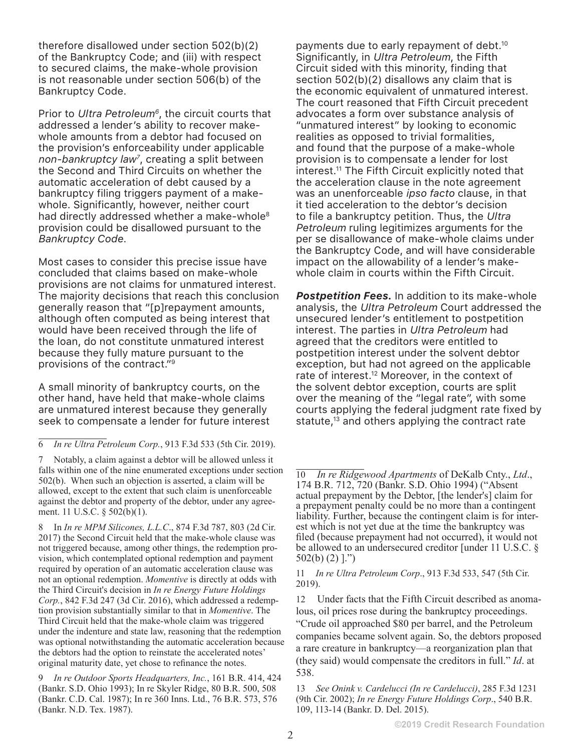therefore disallowed under section 502(b)(2) of the Bankruptcy Code; and (iii) with respect to secured claims, the make-whole provision is not reasonable under section 506(b) of the Bankruptcy Code.

Prior to *Ultra Petroleum*[6], the circuit courts that addressed a lender's ability to recover make-whole amounts from a debtor had focused on the provision's enforceability under applicable *non-bankruptcy law*[7], creating a split between the Second and Third Circuits on whether the automatic acceleration of debt caused by a bankruptcy filing triggers payment of a make-whole. Significantly, however, neither court had directly addressed whether a make-whole[8] provision could be disallowed pursuant to the *Bankruptcy Code*.

Most cases to consider this precise issue have concluded that claims based on make-whole provisions are not claims for unmatured interest. The majority decisions that reach this conclusion generally reason that "[p]repayment amounts, although often computed as being interest that would have been received through the life of the loan, do not constitute unmatured interest because they fully mature pursuant to the provisions of the contract."[9]

A small minority of bankruptcy courts, on the other hand, have held that make-whole claims are unmatured interest because they generally seek to compensate a lender for future interest payments due to early repayment of debt.[10] Significantly, in *Ultra Petroleum*, the Fifth Circuit sided with this minority, finding that section 502(b)(2) disallows any claim that is the economic equivalent of unmatured interest. The court reasoned that Fifth Circuit precedent advocates a form over substance analysis of "unmatured interest" by looking to economic realities as opposed to trivial formalities, and found that the purpose of a make-whole provision is to compensate a lender for lost interest.[11] The Fifth Circuit explicitly noted that the acceleration clause in the note agreement was an unenforceable *ipso facto* clause, in that it tied acceleration to the debtor's decision to file a bankruptcy petition. Thus, the *Ultra Petroleum* ruling legitimizes arguments for the per se disallowance of make-whole claims under the Bankruptcy Code, and will have considerable impact on the allowability of a lender's make-whole claim in courts within the Fifth Circuit.

***Postpetition Fees.*** In addition to its make-whole analysis, the *Ultra Petroleum* Court addressed the unsecured lender's entitlement to postpetition interest. The parties in *Ultra Petroleum* had agreed that the creditors were entitled to postpetition interest under the solvent debtor exception, but had not agreed on the applicable rate of interest.[12] Moreover, in the context of the solvent debtor exception, courts are split over the meaning of the "legal rate", with some courts applying the federal judgment rate fixed by statute,[13] and others applying the contract rate

---

6 *In re Ultra Petroleum Corp.*, 913 F.3d 533 (5th Cir. 2019).

7 Notably, a claim against a debtor will be allowed unless it falls within one of the nine enumerated exceptions under section 502(b). When such an objection is asserted, a claim will be allowed, except to the extent that such claim is unenforceable against the debtor and property of the debtor, under any agreement. 11 U.S.C. § 502(b)(1).

8 In *In re MPM Silicones, L.L.C*., 874 F.3d 787, 803 (2d Cir. 2017) the Second Circuit held that the make-whole clause was not triggered because, among other things, the redemption provision, which contemplated optional redemption and payment required by operation of an automatic acceleration clause was not an optional redemption. *Momentive* is directly at odds with the Third Circuit's decision in *In re Energy Future Holdings Corp.*, 842 F.3d 247 (3d Cir. 2016), which addressed a redemption provision substantially similar to that in *Momentive*. The Third Circuit held that the make-whole claim was triggered under the indenture and state law, reasoning that the redemption was optional notwithstanding the automatic acceleration because the debtors had the option to reinstate the accelerated notes' original maturity date, yet chose to refinance the notes.

9 *In re Outdoor Sports Headquarters, Inc.*, 161 B.R. 414, 424 (Bankr. S.D. Ohio 1993); In re Skyler Ridge, 80 B.R. 500, 508 (Bankr. C.D. Cal. 1987); In re 360 Inns. Ltd., 76 B.R. 573, 576 (Bankr. N.D. Tex. 1987).

10 *In re Ridgewood Apartments* of DeKalb Cnty., *Ltd*., 174 B.R. 712, 720 (Bankr. S.D. Ohio 1994) ("Absent actual prepayment by the Debtor, [the lender's] claim for a prepayment penalty could be no more than a contingent liability. Further, because the contingent claim is for interest which is not yet due at the time the bankruptcy was filed (because prepayment had not occurred), it would not be allowed to an undersecured creditor [under 11 U.S.C. § 502(b) (2) ].")

11 *In re Ultra Petroleum Corp*., 913 F.3d 533, 547 (5th Cir. 2019).

12 Under facts that the Fifth Circuit described as anomalous, oil prices rose during the bankruptcy proceedings. "Crude oil approached $80 per barrel, and the Petroleum companies became solvent again. So, the debtors proposed a rare creature in bankruptcy—a reorganization plan that (they said) would compensate the creditors in full." *Id*. at 538.

13 *See Onink v. Cardelucci (In re Cardelucci)*, 285 F.3d 1231 (9th Cir. 2002); *In re Energy Future Holdings Corp*., 540 B.R. 109, 113-14 (Bankr. D. Del. 2015).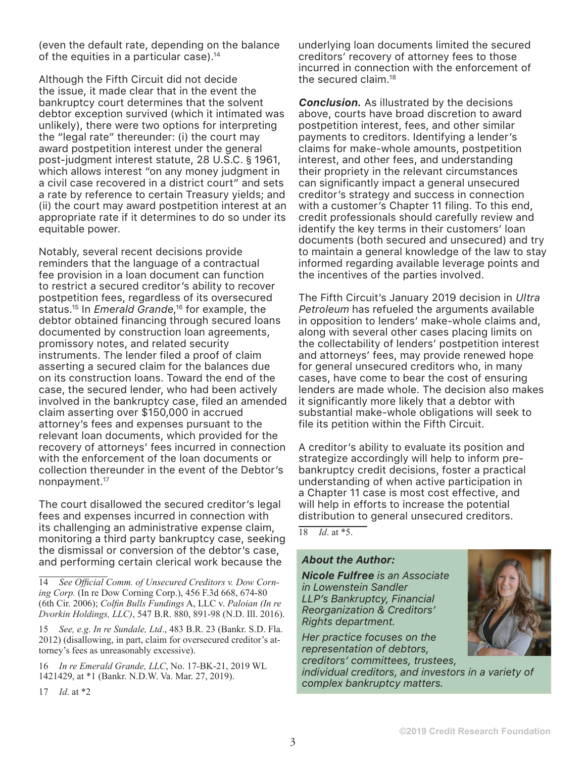(even the default rate, depending on the balance of the equities in a particular case).[14]

Although the Fifth Circuit did not decide the issue, it made clear that in the event the bankruptcy court determines that the solvent debtor exception survived (which it intimated was unlikely), there were two options for interpreting the "legal rate" thereunder: (i) the court may award postpetition interest under the general post-judgment interest statute, 28 U.S.C. § 1961, which allows interest "on any money judgment in a civil case recovered in a district court" and sets a rate by reference to certain Treasury yields; and (ii) the court may award postpetition interest at an appropriate rate if it determines to do so under its equitable power.

Notably, several recent decisions provide reminders that the language of a contractual fee provision in a loan document can function to restrict a secured creditor's ability to recover postpetition fees, regardless of its oversecured status.[15] In *Emerald Grande*,[16] for example, the debtor obtained financing through secured loans documented by construction loan agreements, promissory notes, and related security instruments. The lender filed a proof of claim asserting a secured claim for the balances due on its construction loans. Toward the end of the case, the secured lender, who had been actively involved in the bankruptcy case, filed an amended claim asserting over $150,000 in accrued attorney's fees and expenses pursuant to the relevant loan documents, which provided for the recovery of attorneys' fees incurred in connection with the enforcement of the loan documents or collection thereunder in the event of the Debtor's nonpayment.[17]

The court disallowed the secured creditor's legal fees and expenses incurred in connection with its challenging an administrative expense claim, monitoring a third party bankruptcy case, seeking the dismissal or conversion of the debtor's case, and performing certain clerical work because the underlying loan documents limited the secured creditors' recovery of attorney fees to those incurred in connection with the enforcement of the secured claim.[18]

***Conclusion.*** As illustrated by the decisions above, courts have broad discretion to award postpetition interest, fees, and other similar payments to creditors. Identifying a lender's claims for make-whole amounts, postpetition interest, and other fees, and understanding their propriety in the relevant circumstances can significantly impact a general unsecured creditor's strategy and success in connection with a customer's Chapter 11 filing. To this end, credit professionals should carefully review and identify the key terms in their customers' loan documents (both secured and unsecured) and try to maintain a general knowledge of the law to stay informed regarding available leverage points and the incentives of the parties involved.

The Fifth Circuit's January 2019 decision in *Ultra Petroleum* has refueled the arguments available in opposition to lenders' make-whole claims and, along with several other cases placing limits on the collectability of lenders' postpetition interest and attorneys' fees, may provide renewed hope for general unsecured creditors who, in many cases, have come to bear the cost of ensuring lenders are made whole. The decision also makes it significantly more likely that a debtor with substantial make-whole obligations will seek to file its petition within the Fifth Circuit.

A creditor's ability to evaluate its position and strategize accordingly will help to inform pre-bankruptcy credit decisions, foster a practical understanding of when active participation in a Chapter 11 case is most cost effective, and will help in efforts to increase the potential distribution to general unsecured creditors.

---

14 *See Official Comm. of Unsecured Creditors v. Dow Corning Corp.* (In re Dow Corning Corp.), 456 F.3d 668, 674-80 (6th Cir. 2006); *Colfin Bulls Fundings* A, LLC v. *Paloian (In re Dvorkin Holdings, LLC)*, 547 B.R. 880, 891-98 (N.D. Ill. 2016).

15 *See, e.g. In re Sundale, Ltd*., 483 B.R. 23 (Bankr. S.D. Fla. 2012) (disallowing, in part, claim for oversecured creditor's attorney's fees as unreasonably excessive).

16 *In re Emerald Grande, LLC*, No. 17-BK-21, 2019 WL 1421429, at *1 (Bankr. N.D.W. Va. Mar. 27, 2019).

17 *Id*. at *2

18 *Id*. at *5.

---

***About the Author:***

***Nicole Fulfree*** *is an Associate in Lowenstein Sandler LLP's Bankruptcy, Financial Reorganization & Creditors' Rights department.*

*Her practice focuses on the representation of debtors, creditors' committees, trustees, individual creditors, and investors in a variety of complex bankruptcy matters.*

©2019 Credit Research Foundation